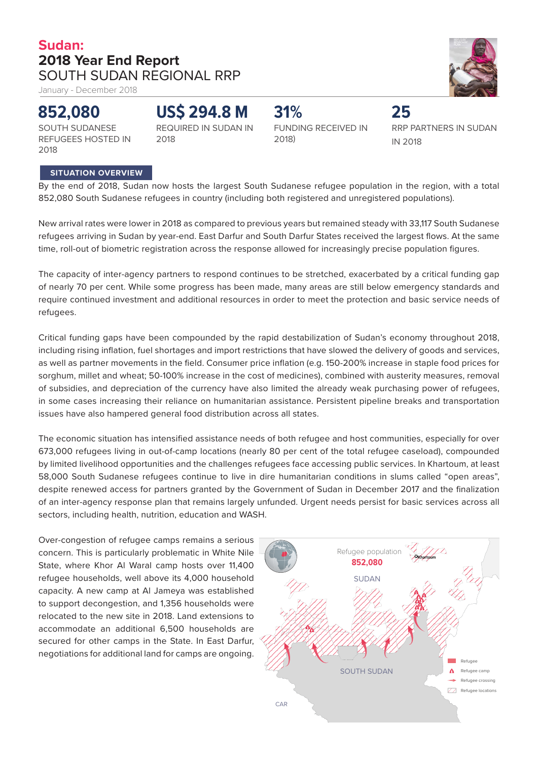# Sudan:
## 2018 Year End Report
## SOUTH SUDAN REGIONAL RRP

January - December 2018

**852,080**
SOUTH SUDANESE REFUGEES HOSTED IN 2018

**US$ 294.8 M**
REQUIRED IN SUDAN IN 2018

**31%**
FUNDING RECEIVED IN 2018)

**25**
RRP PARTNERS IN SUDAN IN 2018

### SITUATION OVERVIEW

By the end of 2018, Sudan now hosts the largest South Sudanese refugee population in the region, with a total 852,080 South Sudanese refugees in country (including both registered and unregistered populations).

New arrival rates were lower in 2018 as compared to previous years but remained steady with 33,117 South Sudanese refugees arriving in Sudan by year-end. East Darfur and South Darfur States received the largest flows. At the same time, roll-out of biometric registration across the response allowed for increasingly precise population figures.

The capacity of inter-agency partners to respond continues to be stretched, exacerbated by a critical funding gap of nearly 70 per cent. While some progress has been made, many areas are still below emergency standards and require continued investment and additional resources in order to meet the protection and basic service needs of refugees.

Critical funding gaps have been compounded by the rapid destabilization of Sudan's economy throughout 2018, including rising inflation, fuel shortages and import restrictions that have slowed the delivery of goods and services, as well as partner movements in the field. Consumer price inflation (e.g. 150-200% increase in staple food prices for sorghum, millet and wheat; 50-100% increase in the cost of medicines), combined with austerity measures, removal of subsidies, and depreciation of the currency have also limited the already weak purchasing power of refugees, in some cases increasing their reliance on humanitarian assistance. Persistent pipeline breaks and transportation issues have also hampered general food distribution across all states.

The economic situation has intensified assistance needs of both refugee and host communities, especially for over 673,000 refugees living in out-of-camp locations (nearly 80 per cent of the total refugee caseload), compounded by limited livelihood opportunities and the challenges refugees face accessing public services. In Khartoum, at least 58,000 South Sudanese refugees continue to live in dire humanitarian conditions in slums called "open areas", despite renewed access for partners granted by the Government of Sudan in December 2017 and the finalization of an inter-agency response plan that remains largely unfunded. Urgent needs persist for basic services across all sectors, including health, nutrition, education and WASH.

Over-congestion of refugee camps remains a serious concern. This is particularly problematic in White Nile State, where Khor Al Waral camp hosts over 11,400 refugee households, well above its 4,000 household capacity. A new camp at Al Jameya was established to support decongestion, and 1,356 households were relocated to the new site in 2018. Land extensions to accommodate an additional 6,500 households are secured for other camps in the State. In East Darfur, negotiations for additional land for camps are ongoing.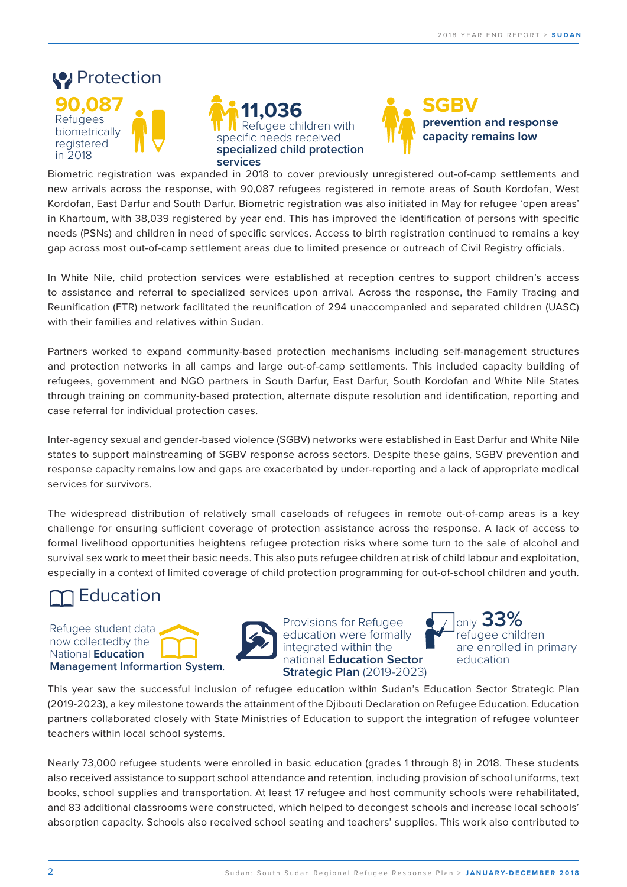## Protection

**90,087** Refugees biometrically registered in 2018

**11,036** Refugee children with specific needs received **specialized child protection services**

**SGBV** **prevention and response capacity remains low**

Biometric registration was expanded in 2018 to cover previously unregistered out-of-camp settlements and new arrivals across the response, with 90,087 refugees registered in remote areas of South Kordofan, West Kordofan, East Darfur and South Darfur. Biometric registration was also initiated in May for refugee 'open areas' in Khartoum, with 38,039 registered by year end. This has improved the identification of persons with specific needs (PSNs) and children in need of specific services. Access to birth registration continued to remains a key gap across most out-of-camp settlement areas due to limited presence or outreach of Civil Registry officials.

In White Nile, child protection services were established at reception centres to support children's access to assistance and referral to specialized services upon arrival. Across the response, the Family Tracing and Reunification (FTR) network facilitated the reunification of 294 unaccompanied and separated children (UASC) with their families and relatives within Sudan.

Partners worked to expand community-based protection mechanisms including self-management structures and protection networks in all camps and large out-of-camp settlements. This included capacity building of refugees, government and NGO partners in South Darfur, East Darfur, South Kordofan and White Nile States through training on community-based protection, alternate dispute resolution and identification, reporting and case referral for individual protection cases.

Inter-agency sexual and gender-based violence (SGBV) networks were established in East Darfur and White Nile states to support mainstreaming of SGBV response across sectors. Despite these gains, SGBV prevention and response capacity remains low and gaps are exacerbated by under-reporting and a lack of appropriate medical services for survivors.

The widespread distribution of relatively small caseloads of refugees in remote out-of-camp areas is a key challenge for ensuring sufficient coverage of protection assistance across the response. A lack of access to formal livelihood opportunities heightens refugee protection risks where some turn to the sale of alcohol and survival sex work to meet their basic needs. This also puts refugee children at risk of child labour and exploitation, especially in a context of limited coverage of child protection programming for out-of-school children and youth.

## Education

Refugee student data now collectedby the National **Education Management Informartion System**.

Provisions for Refugee education were formally integrated within the national **Education Sector Strategic Plan** (2019-2023)

only **33%** refugee children are enrolled in primary education

This year saw the successful inclusion of refugee education within Sudan's Education Sector Strategic Plan (2019-2023), a key milestone towards the attainment of the Djibouti Declaration on Refugee Education. Education partners collaborated closely with State Ministries of Education to support the integration of refugee volunteer teachers within local school systems.

Nearly 73,000 refugee students were enrolled in basic education (grades 1 through 8) in 2018. These students also received assistance to support school attendance and retention, including provision of school uniforms, text books, school supplies and transportation. At least 17 refugee and host community schools were rehabilitated, and 83 additional classrooms were constructed, which helped to decongest schools and increase local schools' absorption capacity. Schools also received school seating and teachers' supplies. This work also contributed to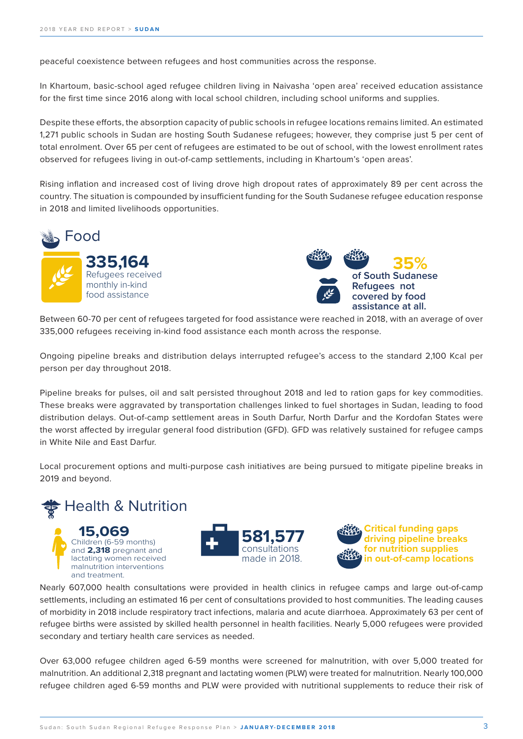peaceful coexistence between refugees and host communities across the response.

In Khartoum, basic-school aged refugee children living in Naivasha 'open area' received education assistance for the first time since 2016 along with local school children, including school uniforms and supplies.

Despite these efforts, the absorption capacity of public schools in refugee locations remains limited. An estimated 1,271 public schools in Sudan are hosting South Sudanese refugees; however, they comprise just 5 per cent of total enrolment. Over 65 per cent of refugees are estimated to be out of school, with the lowest enrollment rates observed for refugees living in out-of-camp settlements, including in Khartoum's 'open areas'.

Rising inflation and increased cost of living drove high dropout rates of approximately 89 per cent across the country. The situation is compounded by insufficient funding for the South Sudanese refugee education response in 2018 and limited livelihoods opportunities.

## Food

**335,164**
Refugees received monthly in-kind food assistance

**35%**
of South Sudanese Refugees not covered by food assistance at all.

Between 60-70 per cent of refugees targeted for food assistance were reached in 2018, with an average of over 335,000 refugees receiving in-kind food assistance each month across the response.

Ongoing pipeline breaks and distribution delays interrupted refugee's access to the standard 2,100 Kcal per person per day throughout 2018.

Pipeline breaks for pulses, oil and salt persisted throughout 2018 and led to ration gaps for key commodities. These breaks were aggravated by transportation challenges linked to fuel shortages in Sudan, leading to food distribution delays. Out-of-camp settlement areas in South Darfur, North Darfur and the Kordofan States were the worst affected by irregular general food distribution (GFD). GFD was relatively sustained for refugee camps in White Nile and East Darfur.

Local procurement options and multi-purpose cash initiatives are being pursued to mitigate pipeline breaks in 2019 and beyond.

## Health & Nutrition

**15,069**
Children (6-59 months) and **2,318** pregnant and lactating women received malnutrition interventions and treatment.

**581,577**
consultations made in 2018.

**Critical funding gaps driving pipeline breaks for nutrition supplies in out-of-camp locations**

Nearly 607,000 health consultations were provided in health clinics in refugee camps and large out-of-camp settlements, including an estimated 16 per cent of consultations provided to host communities. The leading causes of morbidity in 2018 include respiratory tract infections, malaria and acute diarrhoea. Approximately 63 per cent of refugee births were assisted by skilled health personnel in health facilities. Nearly 5,000 refugees were provided secondary and tertiary health care services as needed.

Over 63,000 refugee children aged 6-59 months were screened for malnutrition, with over 5,000 treated for malnutrition. An additional 2,318 pregnant and lactating women (PLW) were treated for malnutrition. Nearly 100,000 refugee children aged 6-59 months and PLW were provided with nutritional supplements to reduce their risk of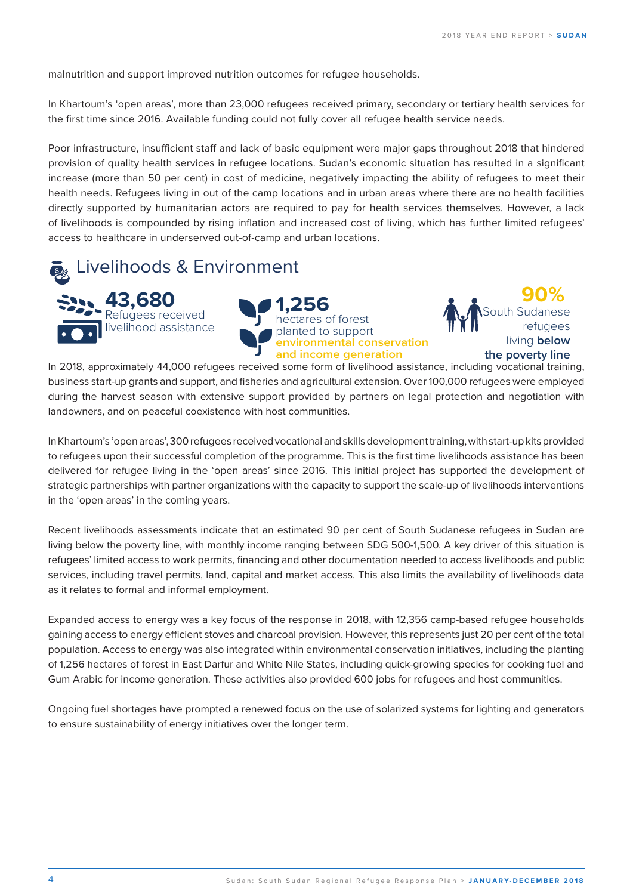malnutrition and support improved nutrition outcomes for refugee households.

In Khartoum's 'open areas', more than 23,000 refugees received primary, secondary or tertiary health services for the first time since 2016. Available funding could not fully cover all refugee health service needs.

Poor infrastructure, insufficient staff and lack of basic equipment were major gaps throughout 2018 that hindered provision of quality health services in refugee locations. Sudan's economic situation has resulted in a significant increase (more than 50 per cent) in cost of medicine, negatively impacting the ability of refugees to meet their health needs. Refugees living in out of the camp locations and in urban areas where there are no health facilities directly supported by humanitarian actors are required to pay for health services themselves. However, a lack of livelihoods is compounded by rising inflation and increased cost of living, which has further limited refugees' access to healthcare in underserved out-of-camp and urban locations.

## Livelihoods & Environment

**43,680** Refugees received livelihood assistance

**1,256** hectares of forest planted to support **environmental conservation and income generation**

**90%** South Sudanese refugees living **below the poverty line**

In 2018, approximately 44,000 refugees received some form of livelihood assistance, including vocational training, business start-up grants and support, and fisheries and agricultural extension. Over 100,000 refugees were employed during the harvest season with extensive support provided by partners on legal protection and negotiation with landowners, and on peaceful coexistence with host communities.

In Khartoum's 'open areas', 300 refugees received vocational and skills development training, with start-up kits provided to refugees upon their successful completion of the programme. This is the first time livelihoods assistance has been delivered for refugee living in the 'open areas' since 2016. This initial project has supported the development of strategic partnerships with partner organizations with the capacity to support the scale-up of livelihoods interventions in the 'open areas' in the coming years.

Recent livelihoods assessments indicate that an estimated 90 per cent of South Sudanese refugees in Sudan are living below the poverty line, with monthly income ranging between SDG 500-1,500. A key driver of this situation is refugees' limited access to work permits, financing and other documentation needed to access livelihoods and public services, including travel permits, land, capital and market access. This also limits the availability of livelihoods data as it relates to formal and informal employment.

Expanded access to energy was a key focus of the response in 2018, with 12,356 camp-based refugee households gaining access to energy efficient stoves and charcoal provision. However, this represents just 20 per cent of the total population. Access to energy was also integrated within environmental conservation initiatives, including the planting of 1,256 hectares of forest in East Darfur and White Nile States, including quick-growing species for cooking fuel and Gum Arabic for income generation. These activities also provided 600 jobs for refugees and host communities.

Ongoing fuel shortages have prompted a renewed focus on the use of solarized systems for lighting and generators to ensure sustainability of energy initiatives over the longer term.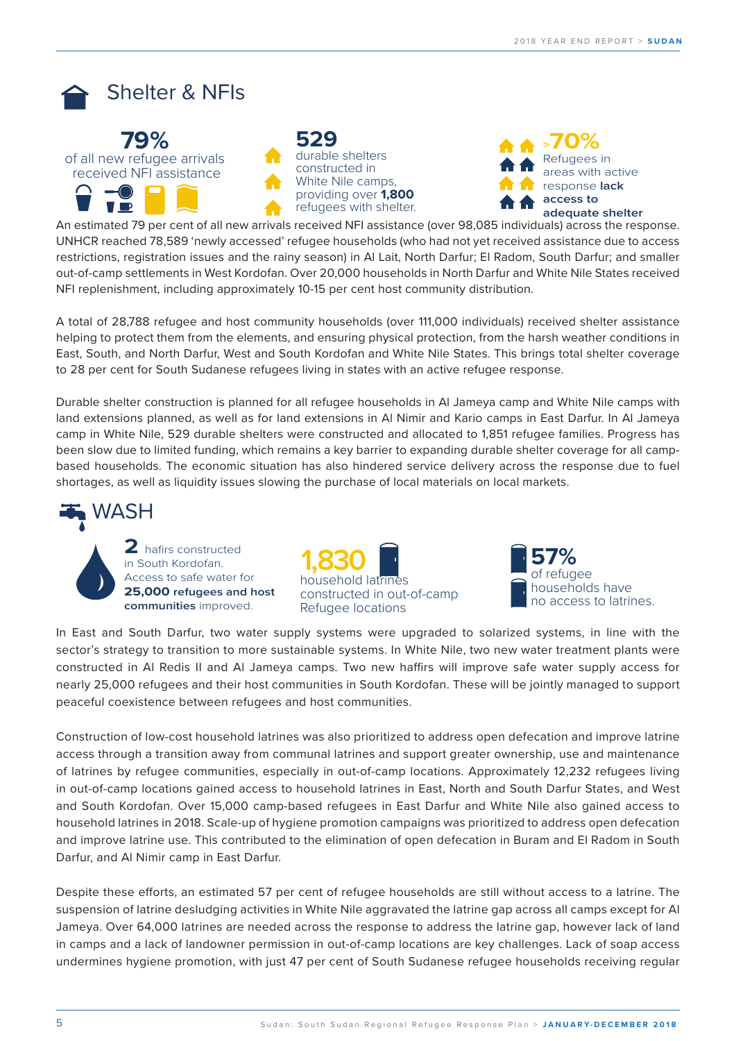## Shelter & NFIs

**79%** of all new refugee arrivals received NFI assistance

**529** durable shelters constructed in White Nile camps, providing over **1,800** refugees with shelter.

**>70%** Refugees in areas with active response **lack access to adequate shelter**

An estimated 79 per cent of all new arrivals received NFI assistance (over 98,085 individuals) across the response. UNHCR reached 78,589 'newly accessed' refugee households (who had not yet received assistance due to access restrictions, registration issues and the rainy season) in Al Lait, North Darfur; El Radom, South Darfur; and smaller out-of-camp settlements in West Kordofan. Over 20,000 households in North Darfur and White Nile States received NFI replenishment, including approximately 10-15 per cent host community distribution.

A total of 28,788 refugee and host community households (over 111,000 individuals) received shelter assistance helping to protect them from the elements, and ensuring physical protection, from the harsh weather conditions in East, South, and North Darfur, West and South Kordofan and White Nile States. This brings total shelter coverage to 28 per cent for South Sudanese refugees living in states with an active refugee response.

Durable shelter construction is planned for all refugee households in Al Jameya camp and White Nile camps with land extensions planned, as well as for land extensions in Al Nimir and Kario camps in East Darfur. In Al Jameya camp in White Nile, 529 durable shelters were constructed and allocated to 1,851 refugee families. Progress has been slow due to limited funding, which remains a key barrier to expanding durable shelter coverage for all camp-based households. The economic situation has also hindered service delivery across the response due to fuel shortages, as well as liquidity issues slowing the purchase of local materials on local markets.

## WASH

**2** hafirs constructed in South Kordofan. Access to safe water for **25,000 refugees and host communities** improved.

**1,830** household latrines constructed in out-of-camp Refugee locations

**57%** of refugee households have no access to latrines.

In East and South Darfur, two water supply systems were upgraded to solarized systems, in line with the sector's strategy to transition to more sustainable systems. In White Nile, two new water treatment plants were constructed in Al Redis II and Al Jameya camps. Two new haffirs will improve safe water supply access for nearly 25,000 refugees and their host communities in South Kordofan. These will be jointly managed to support peaceful coexistence between refugees and host communities.

Construction of low-cost household latrines was also prioritized to address open defecation and improve latrine access through a transition away from communal latrines and support greater ownership, use and maintenance of latrines by refugee communities, especially in out-of-camp locations. Approximately 12,232 refugees living in out-of-camp locations gained access to household latrines in East, North and South Darfur States, and West and South Kordofan. Over 15,000 camp-based refugees in East Darfur and White Nile also gained access to household latrines in 2018. Scale-up of hygiene promotion campaigns was prioritized to address open defecation and improve latrine use. This contributed to the elimination of open defecation in Buram and El Radom in South Darfur, and Al Nimir camp in East Darfur.

Despite these efforts, an estimated 57 per cent of refugee households are still without access to a latrine. The suspension of latrine desludging activities in White Nile aggravated the latrine gap across all camps except for Al Jameya. Over 64,000 latrines are needed across the response to address the latrine gap, however lack of land in camps and a lack of landowner permission in out-of-camp locations are key challenges. Lack of soap access undermines hygiene promotion, with just 47 per cent of South Sudanese refugee households receiving regular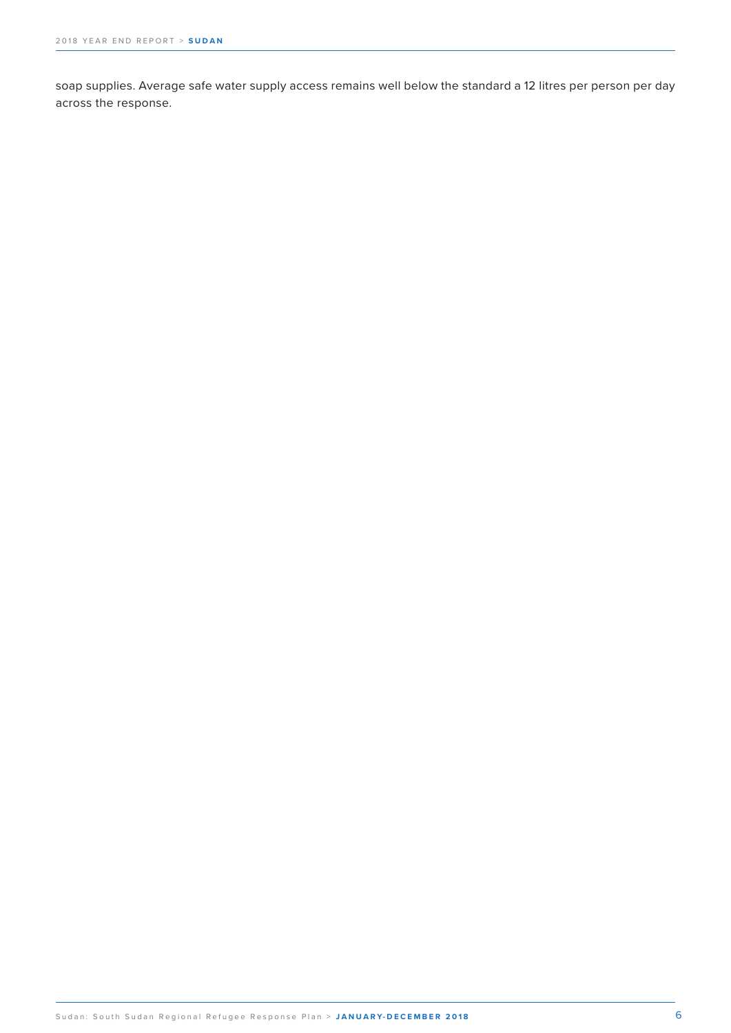soap supplies. Average safe water supply access remains well below the standard a 12 litres per person per day across the response.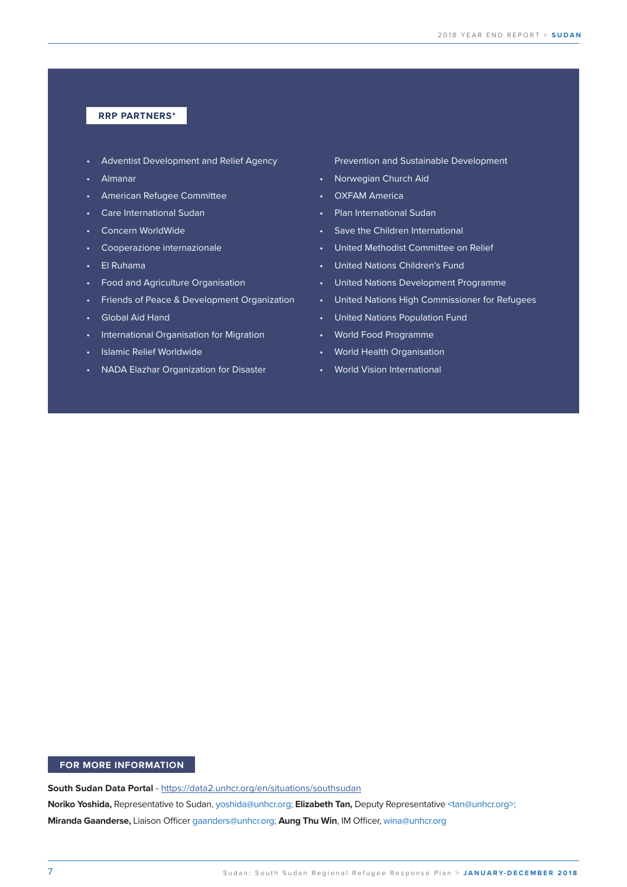## RRP PARTNERS*

- Adventist Development and Relief Agency
- Almanar
- American Refugee Committee
- Care International Sudan
- Concern WorldWide
- Cooperazione internazionale
- El Ruhama
- Food and Agriculture Organisation
- Friends of Peace & Development Organization
- Global Aid Hand
- International Organisation for Migration
- Islamic Relief Worldwide
- NADA Elazhar Organization for Disaster Prevention and Sustainable Development
- Norwegian Church Aid
- OXFAM America
- Plan International Sudan
- Save the Children International
- United Methodist Committee on Relief
- United Nations Children's Fund
- United Nations Development Programme
- United Nations High Commissioner for Refugees
- United Nations Population Fund
- World Food Programme
- World Health Organisation
- World Vision International

## FOR MORE INFORMATION

**South Sudan Data Portal** - https://data2.unhcr.org/en/situations/southsudan

**Noriko Yoshida,** Representative to Sudan, yoshida@unhcr.org; **Elizabeth Tan,** Deputy Representative <tan@unhcr.org>;
**Miranda Gaanderse,** Liaison Officer gaanders@unhcr.org; **Aung Thu Win**, IM Officer, wina@unhcr.org